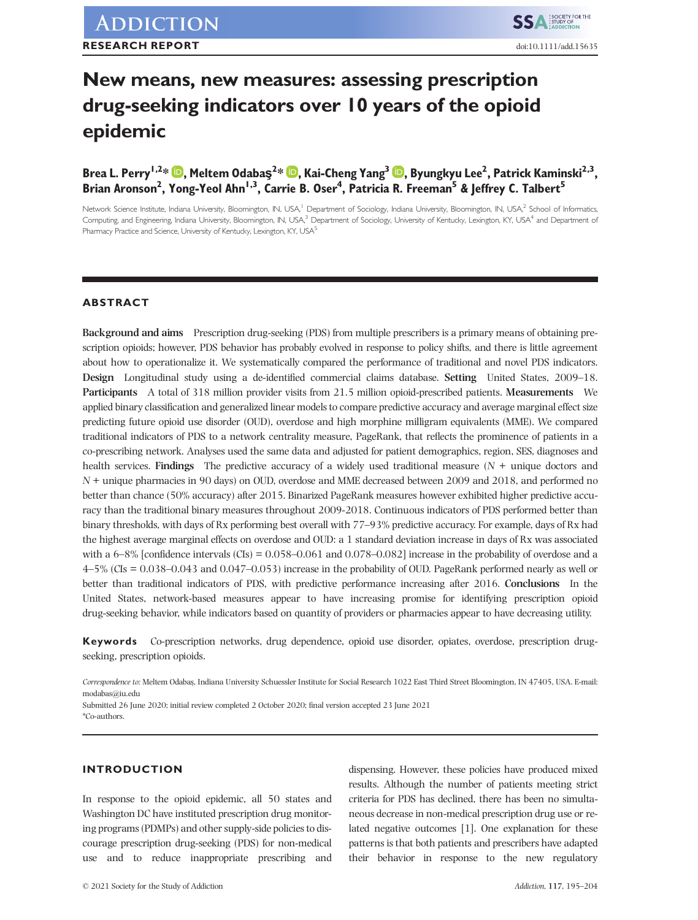# New means, new measures: assessing prescription drug-seeking indicators over 10 years of the opioid epidemic

**Brea L. Perry[1,2]*, Meltem Odabaş[2]*, Kai-Cheng Yang[3], Byungkyu Lee[2], Patrick Kaminski[2,3], Brian Aronson[2], Yong-Yeol Ahn[1,3], Carrie B. Oser[4], Patricia R. Freeman[5] & Jeffrey C. Talbert[5]**

Network Science Institute, Indiana University, Bloomington, IN, USA,[1] Department of Sociology, Indiana University, Bloomington, IN, USA,[2] School of Informatics, Computing, and Engineering, Indiana University, Bloomington, IN, USA,[3] Department of Sociology, University of Kentucky, Lexington, KY, USA[4] and Department of Pharmacy Practice and Science, University of Kentucky, Lexington, KY, USA[5]

## ABSTRACT

**Background and aims** Prescription drug-seeking (PDS) from multiple prescribers is a primary means of obtaining prescription opioids; however, PDS behavior has probably evolved in response to policy shifts, and there is little agreement about how to operationalize it. We systematically compared the performance of traditional and novel PDS indicators. **Design** Longitudinal study using a de-identified commercial claims database. **Setting** United States, 2009–18. **Participants** A total of 318 million provider visits from 21.5 million opioid-prescribed patients. **Measurements** We applied binary classification and generalized linear models to compare predictive accuracy and average marginal effect size predicting future opioid use disorder (OUD), overdose and high morphine milligram equivalents (MME). We compared traditional indicators of PDS to a network centrality measure, PageRank, that reflects the prominence of patients in a co-prescribing network. Analyses used the same data and adjusted for patient demographics, region, SES, diagnoses and health services. **Findings** The predictive accuracy of a widely used traditional measure ($N$ + unique doctors and $N$ + unique pharmacies in 90 days) on OUD, overdose and MME decreased between 2009 and 2018, and performed no better than chance (50% accuracy) after 2015. Binarized PageRank measures however exhibited higher predictive accuracy than the traditional binary measures throughout 2009-2018. Continuous indicators of PDS performed better than binary thresholds, with days of Rx performing best overall with 77–93% predictive accuracy. For example, days of Rx had the highest average marginal effects on overdose and OUD: a 1 standard deviation increase in days of Rx was associated with a 6–8% [confidence intervals (CIs) = 0.058–0.061 and 0.078–0.082] increase in the probability of overdose and a 4–5% (CIs = 0.038–0.043 and 0.047–0.053) increase in the probability of OUD. PageRank performed nearly as well or better than traditional indicators of PDS, with predictive performance increasing after 2016. **Conclusions** In the United States, network-based measures appear to have increasing promise for identifying prescription opioid drug-seeking behavior, while indicators based on quantity of providers or pharmacies appear to have decreasing utility.

**Keywords** Co-prescription networks, drug dependence, opioid use disorder, opiates, overdose, prescription drug-seeking, prescription opioids.

*Correspondence to:* Meltem Odabaş, Indiana University Schuessler Institute for Social Research 1022 East Third Street Bloomington, IN 47405, USA. E-mail: modabas@iu.edu
Submitted 26 June 2020; initial review completed 2 October 2020; final version accepted 23 June 2021
*Co-authors.

## INTRODUCTION

In response to the opioid epidemic, all 50 states and Washington DC have instituted prescription drug monitoring programs (PDMPs) and other supply-side policies to discourage prescription drug-seeking (PDS) for non-medical use and to reduce inappropriate prescribing and dispensing. However, these policies have produced mixed results. Although the number of patients meeting strict criteria for PDS has declined, there has been no simultaneous decrease in non-medical prescription drug use or related negative outcomes [1]. One explanation for these patterns is that both patients and prescribers have adapted their behavior in response to the new regulatory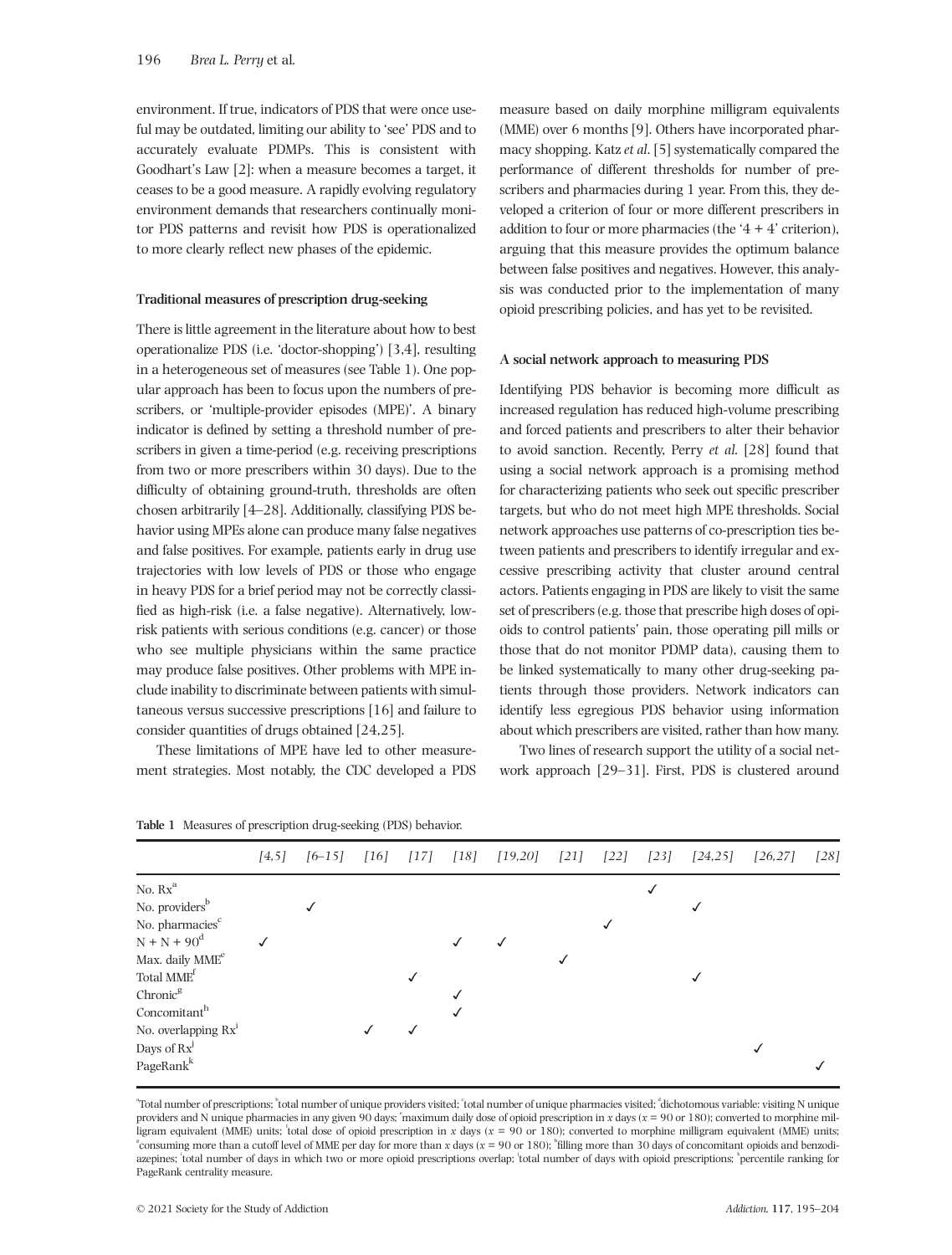environment. If true, indicators of PDS that were once useful may be outdated, limiting our ability to 'see' PDS and to accurately evaluate PDMPs. This is consistent with Goodhart's Law [2]: when a measure becomes a target, it ceases to be a good measure. A rapidly evolving regulatory environment demands that researchers continually monitor PDS patterns and revisit how PDS is operationalized to more clearly reflect new phases of the epidemic.

### Traditional measures of prescription drug-seeking

There is little agreement in the literature about how to best operationalize PDS (i.e. 'doctor-shopping') [3,4], resulting in a heterogeneous set of measures (see Table 1). One popular approach has been to focus upon the numbers of prescribers, or 'multiple-provider episodes (MPE)'. A binary indicator is defined by setting a threshold number of prescribers in given a time-period (e.g. receiving prescriptions from two or more prescribers within 30 days). Due to the difficulty of obtaining ground-truth, thresholds are often chosen arbitrarily [4–28]. Additionally, classifying PDS behavior using MPEs alone can produce many false negatives and false positives. For example, patients early in drug use trajectories with low levels of PDS or those who engage in heavy PDS for a brief period may not be correctly classified as high-risk (i.e. a false negative). Alternatively, low-risk patients with serious conditions (e.g. cancer) or those who see multiple physicians within the same practice may produce false positives. Other problems with MPE include inability to discriminate between patients with simultaneous versus successive prescriptions [16] and failure to consider quantities of drugs obtained [24,25].

These limitations of MPE have led to other measurement strategies. Most notably, the CDC developed a PDS measure based on daily morphine milligram equivalents (MME) over 6 months [9]. Others have incorporated pharmacy shopping. Katz *et al*. [5] systematically compared the performance of different thresholds for number of prescribers and pharmacies during 1 year. From this, they developed a criterion of four or more different prescribers in addition to four or more pharmacies (the '4 + 4' criterion), arguing that this measure provides the optimum balance between false positives and negatives. However, this analysis was conducted prior to the implementation of many opioid prescribing policies, and has yet to be revisited.

### A social network approach to measuring PDS

Identifying PDS behavior is becoming more difficult as increased regulation has reduced high-volume prescribing and forced patients and prescribers to alter their behavior to avoid sanction. Recently, Perry *et al*. [28] found that using a social network approach is a promising method for characterizing patients who seek out specific prescriber targets, but who do not meet high MPE thresholds. Social network approaches use patterns of co-prescription ties between patients and prescribers to identify irregular and excessive prescribing activity that cluster around central actors. Patients engaging in PDS are likely to visit the same set of prescribers (e.g. those that prescribe high doses of opioids to control patients' pain, those operating pill mills or those that do not monitor PDMP data), causing them to be linked systematically to many other drug-seeking patients through those providers. Network indicators can identify less egregious PDS behavior using information about which prescribers are visited, rather than how many.

Two lines of research support the utility of a social network approach [29–31]. First, PDS is clustered around

**Table 1** Measures of prescription drug-seeking (PDS) behavior.

| | [4,5] | [6–15] | [16] | [17] | [18] | [19,20] | [21] | [22] | [23] | [24,25] | [26,27] | [28] |
|---|---|---|---|---|---|---|---|---|---|---|---|---|
| No. Rx[a] | | | | | | | | | ✓ | | | |
| No. providers[b] | | ✓ | | | | | | | | ✓ | | |
| No. pharmacies[c] | | | | | | | | ✓ | | | | |
| N + N + 90[d] | ✓ | | | | ✓ | ✓ | | | | | | |
| Max. daily MME[e] | | | | | | | ✓ | | | | | |
| Total MME[f] | | | | ✓ | | | | | | ✓ | | |
| Chronic[g] | | | | | ✓ | | | | | | | |
| Concomitant[h] | | | | | ✓ | | | | | | | |
| No. overlapping Rx[i] | | | ✓ | ✓ | | | | | | | | |
| Days of Rx[j] | | | | | | | | | | | ✓ | |
| PageRank[k] | | | | | | | | | | | | ✓ |

[a]Total number of prescriptions; [b]total number of unique providers visited; [c]total number of unique pharmacies visited; [d]dichotomous variable: visiting N unique providers and N unique pharmacies in any given 90 days; [e]maximum daily dose of opioid prescription in $x$ days ($x$ = 90 or 180); converted to morphine milligram equivalent (MME) units; [f]total dose of opioid prescription in $x$ days ($x$ = 90 or 180); converted to morphine milligram equivalent (MME) units; [g]consuming more than a cutoff level of MME per day for more than $x$ days ($x$ = 90 or 180); [h]filling more than 30 days of concomitant opioids and benzodiazepines; [i]total number of days in which two or more opioid prescriptions overlap; [j]total number of days with opioid prescriptions; [k]percentile ranking for PageRank centrality measure.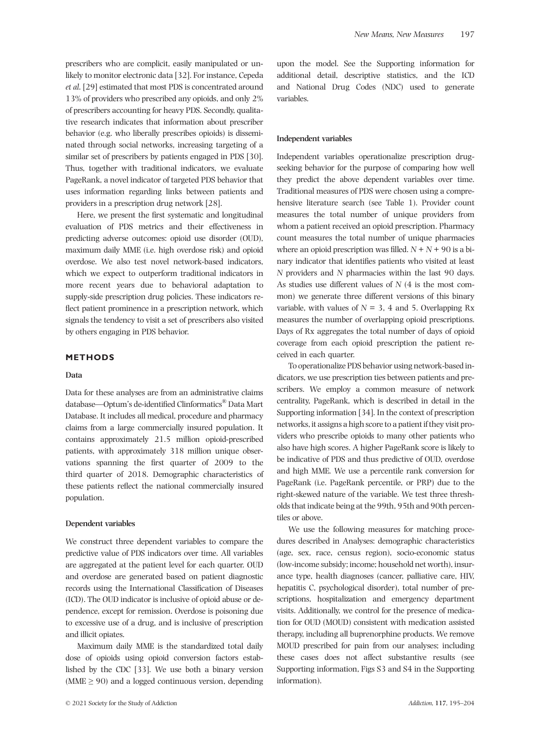prescribers who are complicit, easily manipulated or unlikely to monitor electronic data [32]. For instance, Cepeda *et al.* [29] estimated that most PDS is concentrated around 13% of providers who prescribed any opioids, and only 2% of prescribers accounting for heavy PDS. Secondly, qualitative research indicates that information about prescriber behavior (e.g. who liberally prescribes opioids) is disseminated through social networks, increasing targeting of a similar set of prescribers by patients engaged in PDS [30]. Thus, together with traditional indicators, we evaluate PageRank, a novel indicator of targeted PDS behavior that uses information regarding links between patients and providers in a prescription drug network [28].

Here, we present the first systematic and longitudinal evaluation of PDS metrics and their effectiveness in predicting adverse outcomes: opioid use disorder (OUD), maximum daily MME (i.e. high overdose risk) and opioid overdose. We also test novel network-based indicators, which we expect to outperform traditional indicators in more recent years due to behavioral adaptation to supply-side prescription drug policies. These indicators reflect patient prominence in a prescription network, which signals the tendency to visit a set of prescribers also visited by others engaging in PDS behavior.

## METHODS

### Data

Data for these analyses are from an administrative claims database—Optum's de-identified Clinformatics® Data Mart Database. It includes all medical, procedure and pharmacy claims from a large commercially insured population. It contains approximately 21.5 million opioid-prescribed patients, with approximately 318 million unique observations spanning the first quarter of 2009 to the third quarter of 2018. Demographic characteristics of these patients reflect the national commercially insured population.

### Dependent variables

We construct three dependent variables to compare the predictive value of PDS indicators over time. All variables are aggregated at the patient level for each quarter. OUD and overdose are generated based on patient diagnostic records using the International Classification of Diseases (ICD). The OUD indicator is inclusive of opioid abuse or dependence, except for remission. Overdose is poisoning due to excessive use of a drug, and is inclusive of prescription and illicit opiates.

Maximum daily MME is the standardized total daily dose of opioids using opioid conversion factors established by the CDC [33]. We use both a binary version ($\text{MME} \geq 90$) and a logged continuous version, depending upon the model. See the Supporting information for additional detail, descriptive statistics, and the ICD and National Drug Codes (NDC) used to generate variables.

### Independent variables

Independent variables operationalize prescription drug-seeking behavior for the purpose of comparing how well they predict the above dependent variables over time. Traditional measures of PDS were chosen using a comprehensive literature search (see Table 1). Provider count measures the total number of unique providers from whom a patient received an opioid prescription. Pharmacy count measures the total number of unique pharmacies where an opioid prescription was filled. $N + N + 90$ is a binary indicator that identifies patients who visited at least $N$ providers and $N$ pharmacies within the last 90 days. As studies use different values of $N$ (4 is the most common) we generate three different versions of this binary variable, with values of $N = 3$, 4 and 5. Overlapping Rx measures the number of overlapping opioid prescriptions. Days of Rx aggregates the total number of days of opioid coverage from each opioid prescription the patient received in each quarter.

To operationalize PDS behavior using network-based indicators, we use prescription ties between patients and prescribers. We employ a common measure of network centrality, PageRank, which is described in detail in the Supporting information [34]. In the context of prescription networks, it assigns a high score to a patient if they visit providers who prescribe opioids to many other patients who also have high scores. A higher PageRank score is likely to be indicative of PDS and thus predictive of OUD, overdose and high MME. We use a percentile rank conversion for PageRank (i.e. PageRank percentile, or PRP) due to the right-skewed nature of the variable. We test three thresholds that indicate being at the 99th, 95th and 90th percentiles or above.

We use the following measures for matching procedures described in Analyses: demographic characteristics (age, sex, race, census region), socio-economic status (low-income subsidy; income; household net worth), insurance type, health diagnoses (cancer, palliative care, HIV, hepatitis C, psychological disorder), total number of prescriptions, hospitalization and emergency department visits. Additionally, we control for the presence of medication for OUD (MOUD) consistent with medication assisted therapy, including all buprenorphine products. We remove MOUD prescribed for pain from our analyses; including these cases does not affect substantive results (see Supporting information, Figs S3 and S4 in the Supporting information).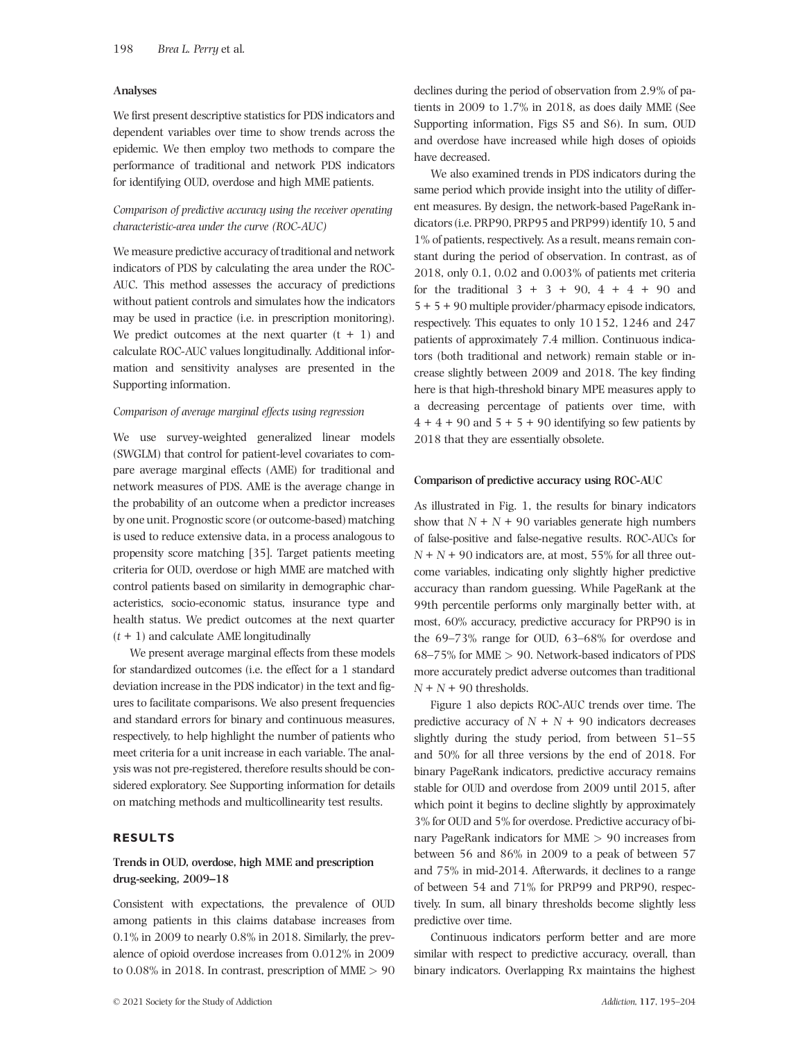### Analyses

We first present descriptive statistics for PDS indicators and dependent variables over time to show trends across the epidemic. We then employ two methods to compare the performance of traditional and network PDS indicators for identifying OUD, overdose and high MME patients.

#### *Comparison of predictive accuracy using the receiver operating characteristic-area under the curve (ROC-AUC)*

We measure predictive accuracy of traditional and network indicators of PDS by calculating the area under the ROC-AUC. This method assesses the accuracy of predictions without patient controls and simulates how the indicators may be used in practice (i.e. in prescription monitoring). We predict outcomes at the next quarter $(t + 1)$ and calculate ROC-AUC values longitudinally. Additional information and sensitivity analyses are presented in the Supporting information.

#### *Comparison of average marginal effects using regression*

We use survey-weighted generalized linear models (SWGLM) that control for patient-level covariates to compare average marginal effects (AME) for traditional and network measures of PDS. AME is the average change in the probability of an outcome when a predictor increases by one unit. Prognostic score (or outcome-based) matching is used to reduce extensive data, in a process analogous to propensity score matching [35]. Target patients meeting criteria for OUD, overdose or high MME are matched with control patients based on similarity in demographic characteristics, socio-economic status, insurance type and health status. We predict outcomes at the next quarter $(t + 1)$ and calculate AME longitudinally

We present average marginal effects from these models for standardized outcomes (i.e. the effect for a 1 standard deviation increase in the PDS indicator) in the text and figures to facilitate comparisons. We also present frequencies and standard errors for binary and continuous measures, respectively, to help highlight the number of patients who meet criteria for a unit increase in each variable. The analysis was not pre-registered, therefore results should be considered exploratory. See Supporting information for details on matching methods and multicollinearity test results.

## RESULTS

### Trends in OUD, overdose, high MME and prescription drug-seeking, 2009–18

Consistent with expectations, the prevalence of OUD among patients in this claims database increases from 0.1% in 2009 to nearly 0.8% in 2018. Similarly, the prevalence of opioid overdose increases from 0.012% in 2009 to 0.08% in 2018. In contrast, prescription of MME > 90 declines during the period of observation from 2.9% of patients in 2009 to 1.7% in 2018, as does daily MME (See Supporting information, Figs S5 and S6). In sum, OUD and overdose have increased while high doses of opioids have decreased.

We also examined trends in PDS indicators during the same period which provide insight into the utility of different measures. By design, the network-based PageRank indicators (i.e. PRP90, PRP95 and PRP99) identify 10, 5 and 1% of patients, respectively. As a result, means remain constant during the period of observation. In contrast, as of 2018, only 0.1, 0.02 and 0.003% of patients met criteria for the traditional 3 + 3 + 90, 4 + 4 + 90 and 5 + 5 + 90 multiple provider/pharmacy episode indicators, respectively. This equates to only 10 152, 1246 and 247 patients of approximately 7.4 million. Continuous indicators (both traditional and network) remain stable or increase slightly between 2009 and 2018. The key finding here is that high-threshold binary MPE measures apply to a decreasing percentage of patients over time, with 4 + 4 + 90 and 5 + 5 + 90 identifying so few patients by 2018 that they are essentially obsolete.

### Comparison of predictive accuracy using ROC-AUC

As illustrated in Fig. 1, the results for binary indicators show that $N + N + 90$ variables generate high numbers of false-positive and false-negative results. ROC-AUCs for $N + N + 90$ indicators are, at most, 55% for all three outcome variables, indicating only slightly higher predictive accuracy than random guessing. While PageRank at the 99th percentile performs only marginally better with, at most, 60% accuracy, predictive accuracy for PRP90 is in the 69–73% range for OUD, 63–68% for overdose and 68–75% for MME > 90. Network-based indicators of PDS more accurately predict adverse outcomes than traditional $N + N + 90$ thresholds.

Figure 1 also depicts ROC-AUC trends over time. The predictive accuracy of $N + N + 90$ indicators decreases slightly during the study period, from between 51–55 and 50% for all three versions by the end of 2018. For binary PageRank indicators, predictive accuracy remains stable for OUD and overdose from 2009 until 2015, after which point it begins to decline slightly by approximately 3% for OUD and 5% for overdose. Predictive accuracy of binary PageRank indicators for MME > 90 increases from between 56 and 86% in 2009 to a peak of between 57 and 75% in mid-2014. Afterwards, it declines to a range of between 54 and 71% for PRP99 and PRP90, respectively. In sum, all binary thresholds become slightly less predictive over time.

Continuous indicators perform better and are more similar with respect to predictive accuracy, overall, than binary indicators. Overlapping Rx maintains the highest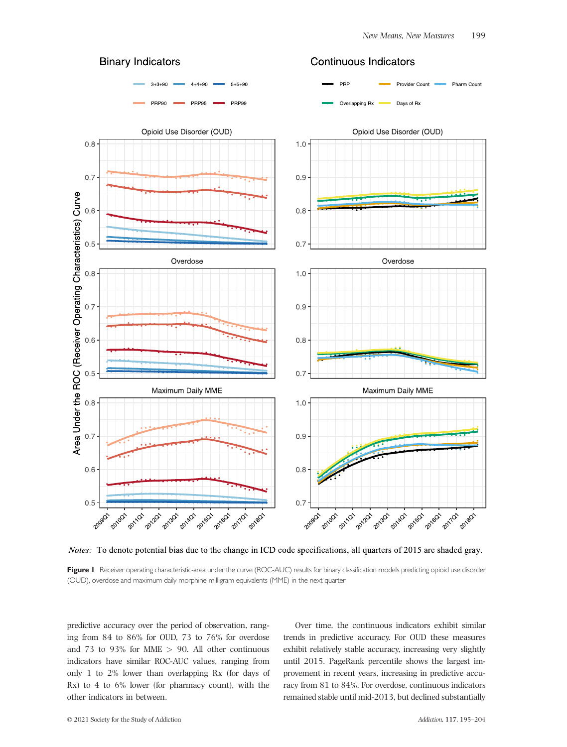*Notes:* To denote potential bias due to the change in ICD code specifications, all quarters of 2015 are shaded gray.

**Figure 1** Receiver operating characteristic-area under the curve (ROC-AUC) results for binary classification models predicting opioid use disorder (OUD), overdose and maximum daily morphine milligram equivalents (MME) in the next quarter

predictive accuracy over the period of observation, ranging from 84 to 86% for OUD, 73 to 76% for overdose and 73 to 93% for MME > 90. All other continuous indicators have similar ROC-AUC values, ranging from only 1 to 2% lower than overlapping Rx (for days of Rx) to 4 to 6% lower (for pharmacy count), with the other indicators in between.

Over time, the continuous indicators exhibit similar trends in predictive accuracy. For OUD these measures exhibit relatively stable accuracy, increasing very slightly until 2015. PageRank percentile shows the largest improvement in recent years, increasing in predictive accuracy from 81 to 84%. For overdose, continuous indicators remained stable until mid-2013, but declined substantially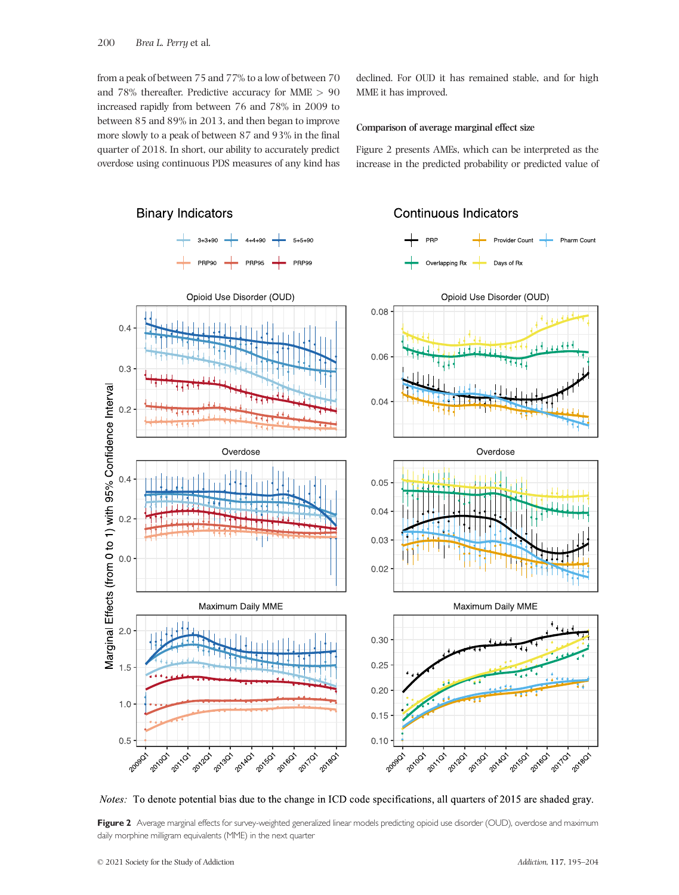from a peak of between 75 and 77% to a low of between 70 and 78% thereafter. Predictive accuracy for MME > 90 increased rapidly from between 76 and 78% in 2009 to between 85 and 89% in 2013, and then began to improve more slowly to a peak of between 87 and 93% in the final quarter of 2018. In short, our ability to accurately predict overdose using continuous PDS measures of any kind has declined. For OUD it has remained stable, and for high MME it has improved.

### Comparison of average marginal effect size

Figure 2 presents AMEs, which can be interpreted as the increase in the predicted probability or predicted value of

*Notes:* To denote potential bias due to the change in ICD code specifications, all quarters of 2015 are shaded gray.

**Figure 2** Average marginal effects for survey-weighted generalized linear models predicting opioid use disorder (OUD), overdose and maximum daily morphine milligram equivalents (MME) in the next quarter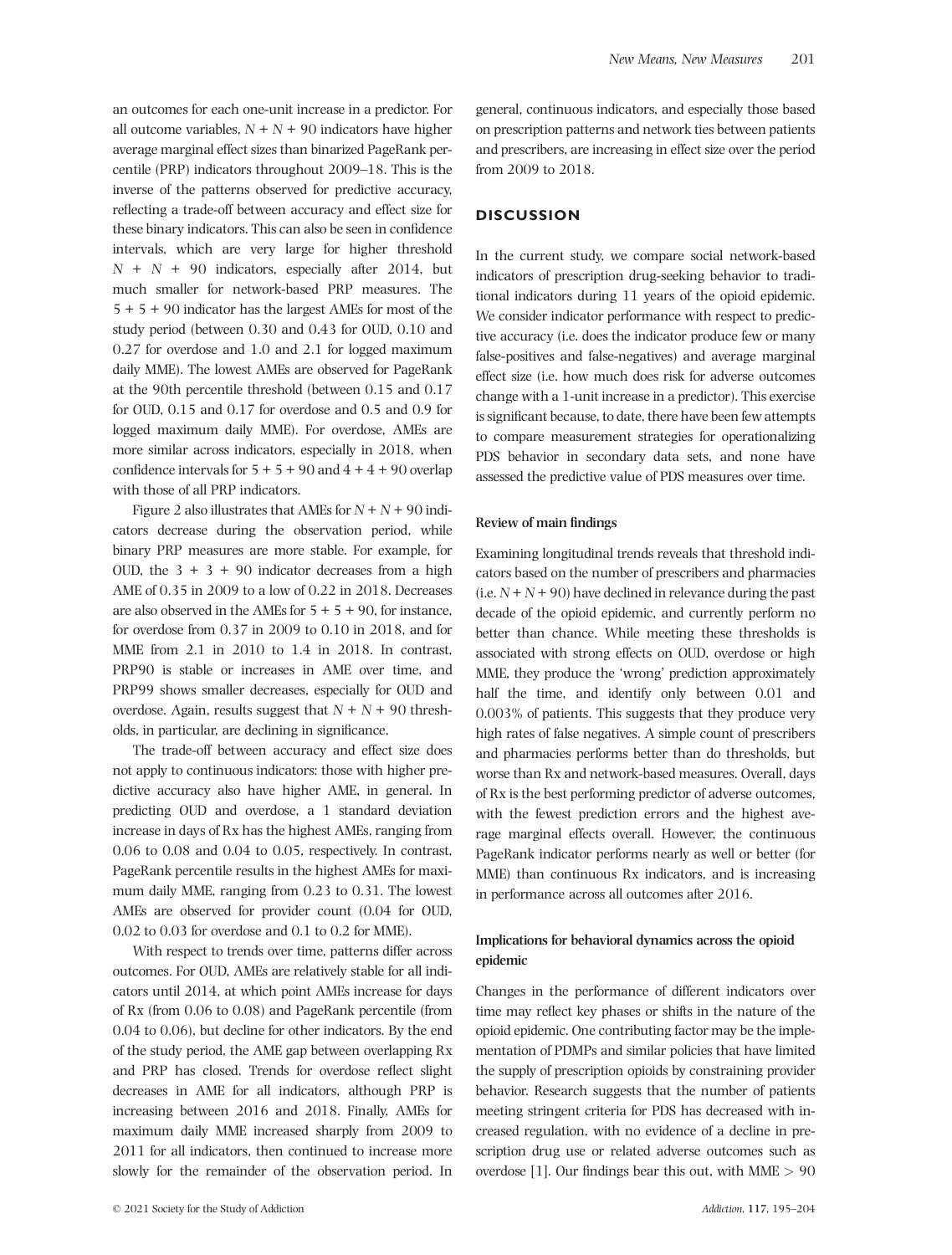an outcomes for each one-unit increase in a predictor. For all outcome variables, $N + N + 90$ indicators have higher average marginal effect sizes than binarized PageRank percentile (PRP) indicators throughout 2009–18. This is the inverse of the patterns observed for predictive accuracy, reflecting a trade-off between accuracy and effect size for these binary indicators. This can also be seen in confidence intervals, which are very large for higher threshold $N + N + 90$ indicators, especially after 2014, but much smaller for network-based PRP measures. The $5 + 5 + 90$ indicator has the largest AMEs for most of the study period (between 0.30 and 0.43 for OUD, 0.10 and 0.27 for overdose and 1.0 and 2.1 for logged maximum daily MME). The lowest AMEs are observed for PageRank at the 90th percentile threshold (between 0.15 and 0.17 for OUD, 0.15 and 0.17 for overdose and 0.5 and 0.9 for logged maximum daily MME). For overdose, AMEs are more similar across indicators, especially in 2018, when confidence intervals for $5 + 5 + 90$ and $4 + 4 + 90$ overlap with those of all PRP indicators.

Figure 2 also illustrates that AMEs for $N + N + 90$ indicators decrease during the observation period, while binary PRP measures are more stable. For example, for OUD, the $3 + 3 + 90$ indicator decreases from a high AME of 0.35 in 2009 to a low of 0.22 in 2018. Decreases are also observed in the AMEs for $5 + 5 + 90$, for instance, for overdose from 0.37 in 2009 to 0.10 in 2018, and for MME from 2.1 in 2010 to 1.4 in 2018. In contrast, PRP90 is stable or increases in AME over time, and PRP99 shows smaller decreases, especially for OUD and overdose. Again, results suggest that $N + N + 90$ thresholds, in particular, are declining in significance.

The trade-off between accuracy and effect size does not apply to continuous indicators: those with higher predictive accuracy also have higher AME, in general. In predicting OUD and overdose, a 1 standard deviation increase in days of Rx has the highest AMEs, ranging from 0.06 to 0.08 and 0.04 to 0.05, respectively. In contrast, PageRank percentile results in the highest AMEs for maximum daily MME, ranging from 0.23 to 0.31. The lowest AMEs are observed for provider count (0.04 for OUD, 0.02 to 0.03 for overdose and 0.1 to 0.2 for MME).

With respect to trends over time, patterns differ across outcomes. For OUD, AMEs are relatively stable for all indicators until 2014, at which point AMEs increase for days of Rx (from 0.06 to 0.08) and PageRank percentile (from 0.04 to 0.06), but decline for other indicators. By the end of the study period, the AME gap between overlapping Rx and PRP has closed. Trends for overdose reflect slight decreases in AME for all indicators, although PRP is increasing between 2016 and 2018. Finally, AMEs for maximum daily MME increased sharply from 2009 to 2011 for all indicators, then continued to increase more slowly for the remainder of the observation period. In general, continuous indicators, and especially those based on prescription patterns and network ties between patients and prescribers, are increasing in effect size over the period from 2009 to 2018.

## DISCUSSION

In the current study, we compare social network-based indicators of prescription drug-seeking behavior to traditional indicators during 11 years of the opioid epidemic. We consider indicator performance with respect to predictive accuracy (i.e. does the indicator produce few or many false-positives and false-negatives) and average marginal effect size (i.e. how much does risk for adverse outcomes change with a 1-unit increase in a predictor). This exercise is significant because, to date, there have been few attempts to compare measurement strategies for operationalizing PDS behavior in secondary data sets, and none have assessed the predictive value of PDS measures over time.

### Review of main findings

Examining longitudinal trends reveals that threshold indicators based on the number of prescribers and pharmacies (i.e. $N + N + 90$) have declined in relevance during the past decade of the opioid epidemic, and currently perform no better than chance. While meeting these thresholds is associated with strong effects on OUD, overdose or high MME, they produce the 'wrong' prediction approximately half the time, and identify only between 0.01 and 0.003% of patients. This suggests that they produce very high rates of false negatives. A simple count of prescribers and pharmacies performs better than do thresholds, but worse than Rx and network-based measures. Overall, days of Rx is the best performing predictor of adverse outcomes, with the fewest prediction errors and the highest average marginal effects overall. However, the continuous PageRank indicator performs nearly as well or better (for MME) than continuous Rx indicators, and is increasing in performance across all outcomes after 2016.

### Implications for behavioral dynamics across the opioid epidemic

Changes in the performance of different indicators over time may reflect key phases or shifts in the nature of the opioid epidemic. One contributing factor may be the implementation of PDMPs and similar policies that have limited the supply of prescription opioids by constraining provider behavior. Research suggests that the number of patients meeting stringent criteria for PDS has decreased with increased regulation, with no evidence of a decline in prescription drug use or related adverse outcomes such as overdose [1]. Our findings bear this out, with MME > 90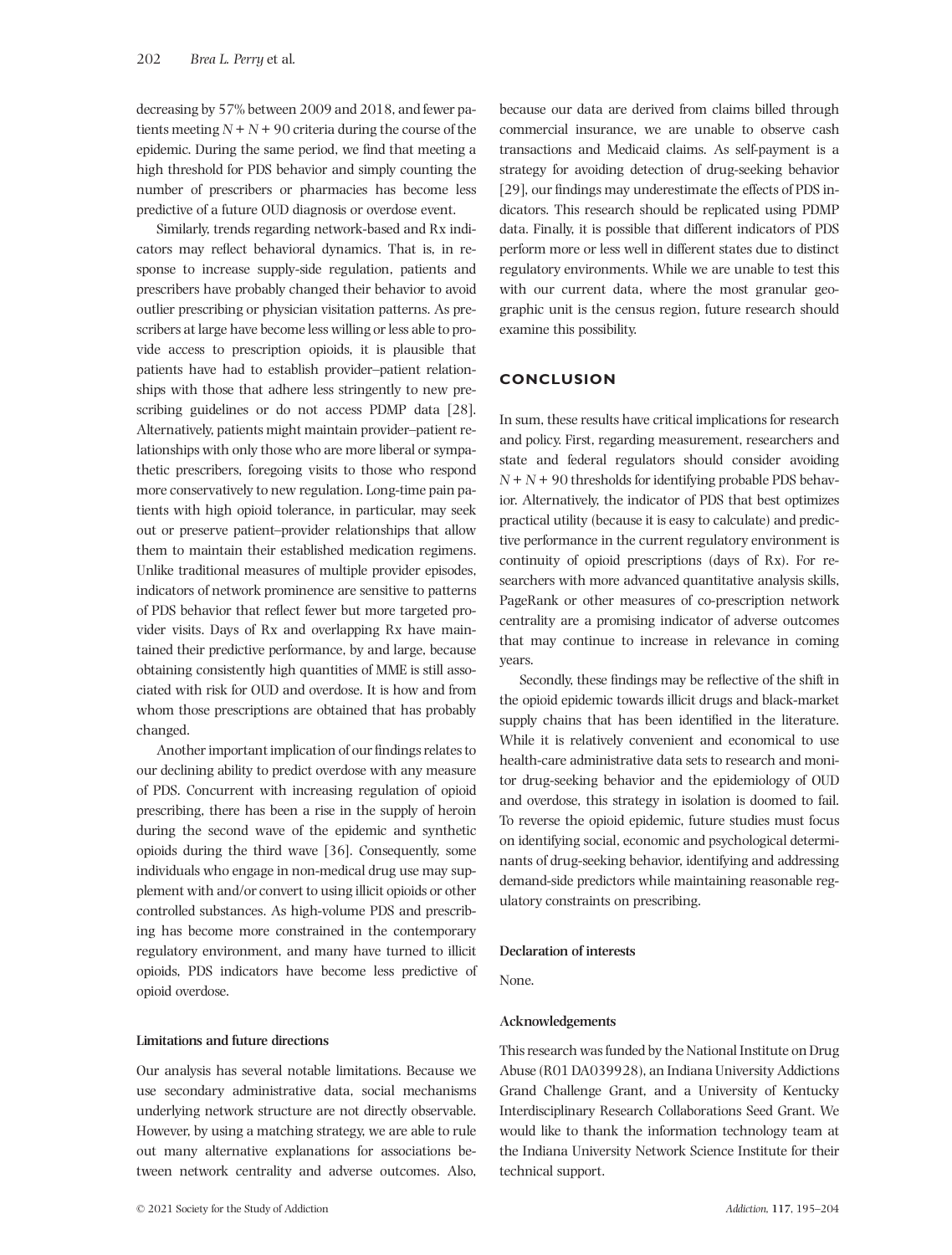decreasing by 57% between 2009 and 2018, and fewer patients meeting $N + N + 90$ criteria during the course of the epidemic. During the same period, we find that meeting a high threshold for PDS behavior and simply counting the number of prescribers or pharmacies has become less predictive of a future OUD diagnosis or overdose event.

Similarly, trends regarding network-based and Rx indicators may reflect behavioral dynamics. That is, in response to increase supply-side regulation, patients and prescribers have probably changed their behavior to avoid outlier prescribing or physician visitation patterns. As prescribers at large have become less willing or less able to provide access to prescription opioids, it is plausible that patients have had to establish provider–patient relationships with those that adhere less stringently to new prescribing guidelines or do not access PDMP data [28]. Alternatively, patients might maintain provider–patient relationships with only those who are more liberal or sympathetic prescribers, foregoing visits to those who respond more conservatively to new regulation. Long-time pain patients with high opioid tolerance, in particular, may seek out or preserve patient–provider relationships that allow them to maintain their established medication regimens. Unlike traditional measures of multiple provider episodes, indicators of network prominence are sensitive to patterns of PDS behavior that reflect fewer but more targeted provider visits. Days of Rx and overlapping Rx have maintained their predictive performance, by and large, because obtaining consistently high quantities of MME is still associated with risk for OUD and overdose. It is how and from whom those prescriptions are obtained that has probably changed.

Another important implication of our findings relates to our declining ability to predict overdose with any measure of PDS. Concurrent with increasing regulation of opioid prescribing, there has been a rise in the supply of heroin during the second wave of the epidemic and synthetic opioids during the third wave [36]. Consequently, some individuals who engage in non-medical drug use may supplement with and/or convert to using illicit opioids or other controlled substances. As high-volume PDS and prescribing has become more constrained in the contemporary regulatory environment, and many have turned to illicit opioids, PDS indicators have become less predictive of opioid overdose.

### Limitations and future directions

Our analysis has several notable limitations. Because we use secondary administrative data, social mechanisms underlying network structure are not directly observable. However, by using a matching strategy, we are able to rule out many alternative explanations for associations between network centrality and adverse outcomes. Also, because our data are derived from claims billed through commercial insurance, we are unable to observe cash transactions and Medicaid claims. As self-payment is a strategy for avoiding detection of drug-seeking behavior [29], our findings may underestimate the effects of PDS indicators. This research should be replicated using PDMP data. Finally, it is possible that different indicators of PDS perform more or less well in different states due to distinct regulatory environments. While we are unable to test this with our current data, where the most granular geographic unit is the census region, future research should examine this possibility.

## CONCLUSION

In sum, these results have critical implications for research and policy. First, regarding measurement, researchers and state and federal regulators should consider avoiding $N + N + 90$ thresholds for identifying probable PDS behavior. Alternatively, the indicator of PDS that best optimizes practical utility (because it is easy to calculate) and predictive performance in the current regulatory environment is continuity of opioid prescriptions (days of Rx). For researchers with more advanced quantitative analysis skills, PageRank or other measures of co-prescription network centrality are a promising indicator of adverse outcomes that may continue to increase in relevance in coming years.

Secondly, these findings may be reflective of the shift in the opioid epidemic towards illicit drugs and black-market supply chains that has been identified in the literature. While it is relatively convenient and economical to use health-care administrative data sets to research and monitor drug-seeking behavior and the epidemiology of OUD and overdose, this strategy in isolation is doomed to fail. To reverse the opioid epidemic, future studies must focus on identifying social, economic and psychological determinants of drug-seeking behavior, identifying and addressing demand-side predictors while maintaining reasonable regulatory constraints on prescribing.

### Declaration of interests

None.

### Acknowledgements

This research was funded by the National Institute on Drug Abuse (R01 DA039928), an Indiana University Addictions Grand Challenge Grant, and a University of Kentucky Interdisciplinary Research Collaborations Seed Grant. We would like to thank the information technology team at the Indiana University Network Science Institute for their technical support.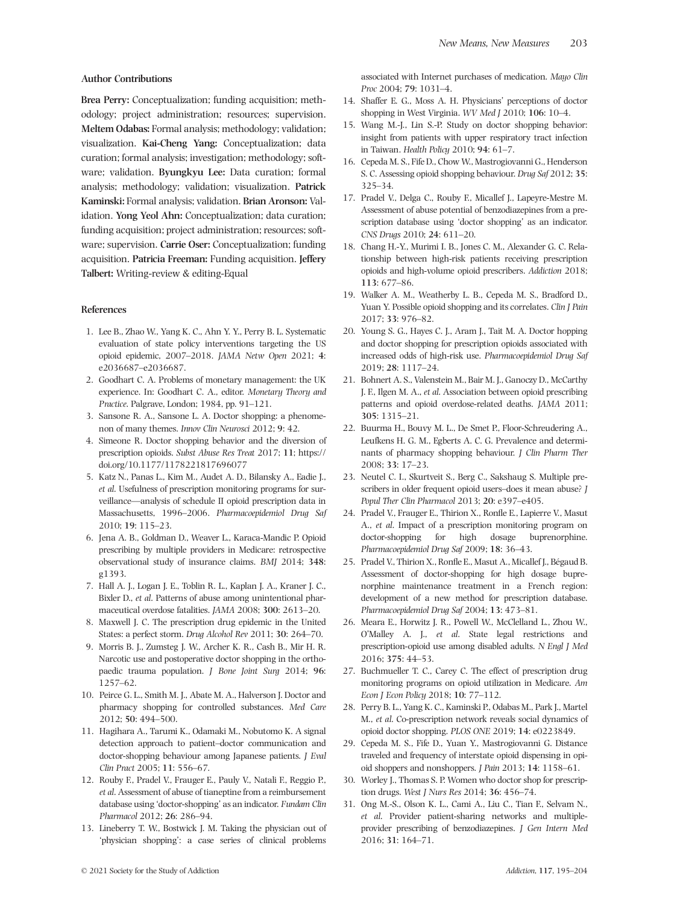### Author Contributions

**Brea Perry:** Conceptualization; funding acquisition; methodology; project administration; resources; supervision. **Meltem Odabas:** Formal analysis; methodology; validation; visualization. **Kai-Cheng Yang:** Conceptualization; data curation; formal analysis; investigation; methodology; software; validation. **Byungkyu Lee:** Data curation; formal analysis; methodology; validation; visualization. **Patrick Kaminski:** Formal analysis; validation. **Brian Aronson:** Validation. **Yong Yeol Ahn:** Conceptualization; data curation; funding acquisition; project administration; resources; software; supervision. **Carrie Oser:** Conceptualization; funding acquisition. **Patricia Freeman:** Funding acquisition. **Jeffery Talbert:** Writing-review & editing-Equal

### References

1. Lee B., Zhao W., Yang K. C., Ahn Y. Y., Perry B. L. Systematic evaluation of state policy interventions targeting the US opioid epidemic, 2007–2018. *JAMA Netw Open* 2021; **4**: e2036687–e2036687.
2. Goodhart C. A. Problems of monetary management: the UK experience. In: Goodhart C. A., editor. *Monetary Theory and Practice*. Palgrave, London; 1984, pp. 91–121.
3. Sansone R. A., Sansone L. A. Doctor shopping: a phenomenon of many themes. *Innov Clin Neurosci* 2012; **9**: 42.
4. Simeone R. Doctor shopping behavior and the diversion of prescription opioids. *Subst Abuse Res Treat* 2017; **11**; https://doi.org/10.1177/1178221817696077
5. Katz N., Panas L., Kim M., Audet A. D., Bilansky A., Eadie J., *et al*. Usefulness of prescription monitoring programs for surveillance—analysis of schedule II opioid prescription data in Massachusetts, 1996–2006. *Pharmacoepidemiol Drug Saf* 2010; **19**: 115–23.
6. Jena A. B., Goldman D., Weaver L., Karaca-Mandic P. Opioid prescribing by multiple providers in Medicare: retrospective observational study of insurance claims. *BMJ* 2014; **348**: g1393.
7. Hall A. J., Logan J. E., Toblin R. L., Kaplan J. A., Kraner J. C., Bixler D., *et al*. Patterns of abuse among unintentional pharmaceutical overdose fatalities. *JAMA* 2008; **300**: 2613–20.
8. Maxwell J. C. The prescription drug epidemic in the United States: a perfect storm. *Drug Alcohol Rev* 2011; **30**: 264–70.
9. Morris B. J., Zumsteg J. W., Archer K. R., Cash B., Mir H. R. Narcotic use and postoperative doctor shopping in the orthopaedic trauma population. *J Bone Joint Surg* 2014; **96**: 1257–62.
10. Peirce G. L., Smith M. J., Abate M. A., Halverson J. Doctor and pharmacy shopping for controlled substances. *Med Care* 2012; **50**: 494–500.
11. Hagihara A., Tarumi K., Odamaki M., Nobutomo K. A signal detection approach to patient–doctor communication and doctor-shopping behaviour among Japanese patients. *J Eval Clin Pract* 2005; **11**: 556–67.
12. Rouby F., Pradel V., Frauger E., Pauly V., Natali F., Reggio P., *et al*. Assessment of abuse of tianeptine from a reimbursement database using 'doctor-shopping' as an indicator. *Fundam Clin Pharmacol* 2012; **26**: 286–94.
13. Lineberry T. W., Bostwick J. M. Taking the physician out of 'physician shopping': a case series of clinical problems associated with Internet purchases of medication. *Mayo Clin Proc* 2004; **79**: 1031–4.
14. Shaffer E. G., Moss A. H. Physicians' perceptions of doctor shopping in West Virginia. *WV Med J* 2010; **106**: 10–4.
15. Wang M.-J., Lin S.-P. Study on doctor shopping behavior: insight from patients with upper respiratory tract infection in Taiwan. *Health Policy* 2010; **94**: 61–7.
16. Cepeda M. S., Fife D., Chow W., Mastrogiovanni G., Henderson S. C. Assessing opioid shopping behaviour. *Drug Saf* 2012; **35**: 325–34.
17. Pradel V., Delga C., Rouby F., Micallef J., Lapeyre-Mestre M. Assessment of abuse potential of benzodiazepines from a prescription database using 'doctor shopping' as an indicator. *CNS Drugs* 2010; **24**: 611–20.
18. Chang H.-Y., Murimi I. B., Jones C. M., Alexander G. C. Relationship between high-risk patients receiving prescription opioids and high-volume opioid prescribers. *Addiction* 2018; **113**: 677–86.
19. Walker A. M., Weatherby L. B., Cepeda M. S., Bradford D., Yuan Y. Possible opioid shopping and its correlates. *Clin J Pain* 2017; **33**: 976–82.
20. Young S. G., Hayes C. J., Aram J., Tait M. A. Doctor hopping and doctor shopping for prescription opioids associated with increased odds of high-risk use. *Pharmacoepidemiol Drug Saf* 2019; **28**: 1117–24.
21. Bohnert A. S., Valenstein M., Bair M. J., Ganoczy D., McCarthy J. F., Ilgen M. A., *et al*. Association between opioid prescribing patterns and opioid overdose-related deaths. *JAMA* 2011; **305**: 1315–21.
22. Buurma H., Bouvy M. L., De Smet P., Floor-Schreudering A., Leufkens H. G. M., Egberts A. C. G. Prevalence and determinants of pharmacy shopping behaviour. *J Clin Pharm Ther* 2008; **33**: 17–23.
23. Neutel C. I., Skurtveit S., Berg C., Sakshaug S. Multiple prescribers in older frequent opioid users–does it mean abuse? *J Popul Ther Clin Pharmacol* 2013; **20**: e397–e405.
24. Pradel V., Frauger E., Thirion X., Ronfle E., Lapierre V., Masut A., *et al*. Impact of a prescription monitoring program on doctor-shopping for high dosage buprenorphine. *Pharmacoepidemiol Drug Saf* 2009; **18**: 36–43.
25. Pradel V., Thirion X., Ronfle E., Masut A., Micallef J., Bégaud B. Assessment of doctor-shopping for high dosage buprenorphine maintenance treatment in a French region: development of a new method for prescription database. *Pharmacoepidemiol Drug Saf* 2004; **13**: 473–81.
26. Meara E., Horwitz J. R., Powell W., McClelland L., Zhou W., O'Malley A. J., *et al*. State legal restrictions and prescription-opioid use among disabled adults. *N Engl J Med* 2016; **375**: 44–53.
27. Buchmueller T. C., Carey C. The effect of prescription drug monitoring programs on opioid utilization in Medicare. *Am Econ J Econ Policy* 2018; **10**: 77–112.
28. Perry B. L., Yang K. C., Kaminski P., Odabas M., Park J., Martel M., *et al*. Co-prescription network reveals social dynamics of opioid doctor shopping. *PLOS ONE* 2019; **14**: e0223849.
29. Cepeda M. S., Fife D., Yuan Y., Mastrogiovanni G. Distance traveled and frequency of interstate opioid dispensing in opioid shoppers and nonshoppers. *J Pain* 2013; **14**: 1158–61.
30. Worley J., Thomas S. P. Women who doctor shop for prescription drugs. *West J Nurs Res* 2014; **36**: 456–74.
31. Ong M.-S., Olson K. L., Cami A., Liu C., Tian F., Selvam N., *et al*. Provider patient-sharing networks and multiple-provider prescribing of benzodiazepines. *J Gen Intern Med* 2016; **31**: 164–71.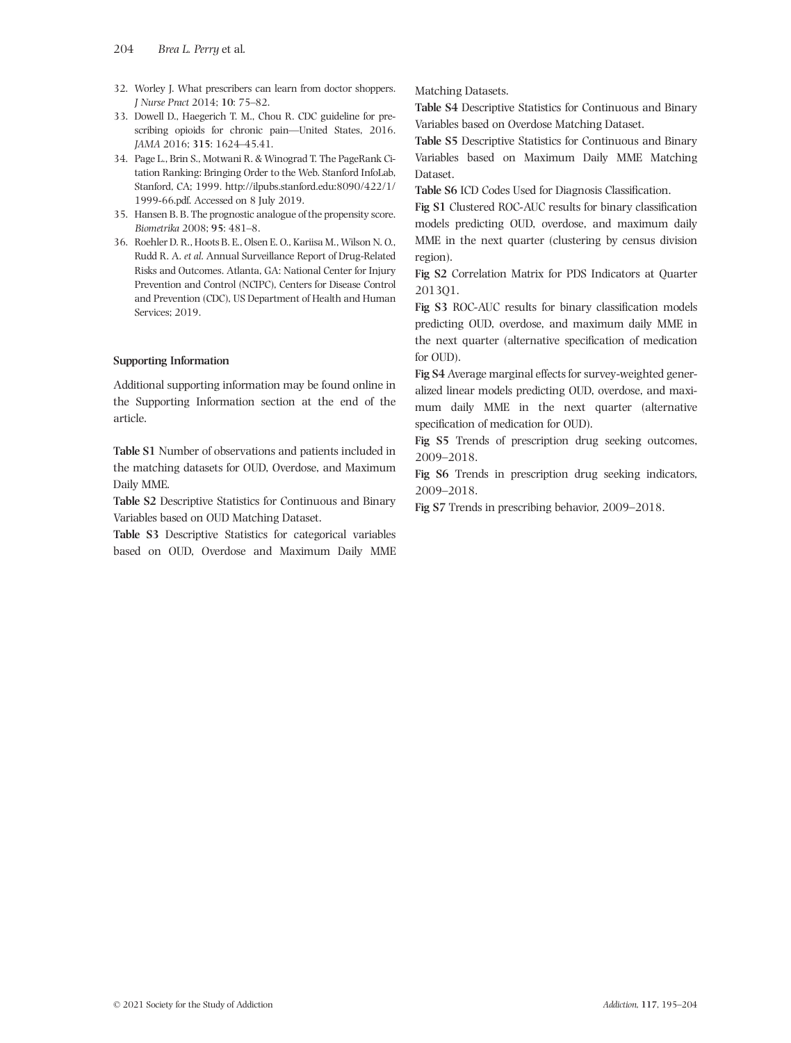32. Worley J. What prescribers can learn from doctor shoppers. *J Nurse Pract* 2014; **10**: 75–82.
33. Dowell D., Haegerich T. M., Chou R. CDC guideline for prescribing opioids for chronic pain—United States, 2016. *JAMA* 2016; **315**: 1624–45.41.
34. Page L., Brin S., Motwani R. & Winograd T. The PageRank Citation Ranking: Bringing Order to the Web. Stanford InfoLab, Stanford, CA; 1999. http://ilpubs.stanford.edu:8090/422/1/1999-66.pdf. Accessed on 8 July 2019.
35. Hansen B. B. The prognostic analogue of the propensity score. *Biometrika* 2008; **95**: 481–8.
36. Roehler D. R., Hoots B. E., Olsen E. O., Kariisa M., Wilson N. O., Rudd R. A. *et al*. Annual Surveillance Report of Drug-Related Risks and Outcomes. Atlanta, GA: National Center for Injury Prevention and Control (NCIPC), Centers for Disease Control and Prevention (CDC), US Department of Health and Human Services; 2019.

## Supporting Information

Additional supporting information may be found online in the Supporting Information section at the end of the article.

**Table S1** Number of observations and patients included in the matching datasets for OUD, Overdose, and Maximum Daily MME.

**Table S2** Descriptive Statistics for Continuous and Binary Variables based on OUD Matching Dataset.

**Table S3** Descriptive Statistics for categorical variables based on OUD, Overdose and Maximum Daily MME Matching Datasets.

**Table S4** Descriptive Statistics for Continuous and Binary Variables based on Overdose Matching Dataset.

**Table S5** Descriptive Statistics for Continuous and Binary Variables based on Maximum Daily MME Matching Dataset.

**Table S6** ICD Codes Used for Diagnosis Classification.

**Fig S1** Clustered ROC-AUC results for binary classification models predicting OUD, overdose, and maximum daily MME in the next quarter (clustering by census division region).

**Fig S2** Correlation Matrix for PDS Indicators at Quarter 2013Q1.

**Fig S3** ROC-AUC results for binary classification models predicting OUD, overdose, and maximum daily MME in the next quarter (alternative specification of medication for OUD).

**Fig S4** Average marginal effects for survey-weighted generalized linear models predicting OUD, overdose, and maximum daily MME in the next quarter (alternative specification of medication for OUD).

**Fig S5** Trends of prescription drug seeking outcomes, 2009–2018.

**Fig S6** Trends in prescription drug seeking indicators, 2009–2018.

**Fig S7** Trends in prescribing behavior, 2009–2018.